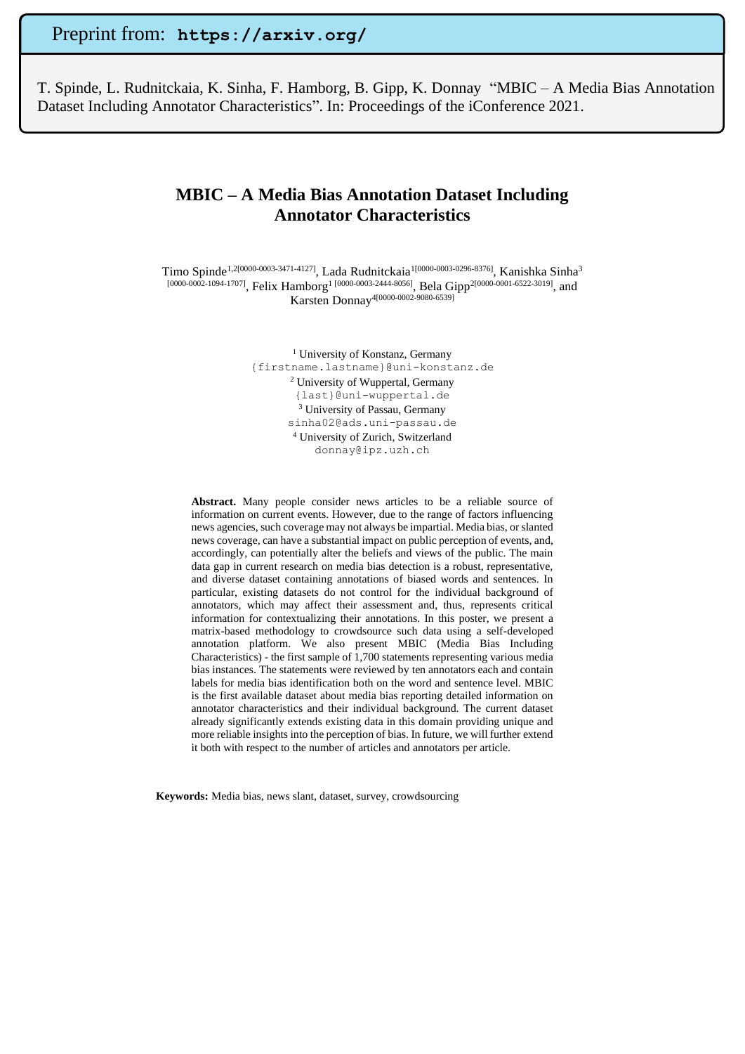Preprint from: **https://arxiv.org/**

T. Spinde, L. Rudnitckaia, K. Sinha, F. Hamborg, B. Gipp, K. Donnay "MBIC – A Media Bias Annotation Dataset Including Annotator Characteristics". In: Proceedings of the iConference 2021.

# MBIC – A Media Bias Annotation Dataset Including Annotator Characteristics

Timo Spinde[1,2][0000-0003-3471-4127], Lada Rudnitckaia[1][0000-0003-0296-8376], Kanishka Sinha[3] [0000-0002-1094-1707], Felix Hamborg[1][0000-0003-2444-8056], Bela Gipp[2][0000-0001-6522-3019], and Karsten Donnay[4][0000-0002-9080-6539]

[1] University of Konstanz, Germany
{firstname.lastname}@uni-konstanz.de
[2] University of Wuppertal, Germany
{last}@uni-wuppertal.de
[3] University of Passau, Germany
sinha02@ads.uni-passau.de
[4] University of Zurich, Switzerland
donnay@ipz.uzh.ch

**Abstract.** Many people consider news articles to be a reliable source of information on current events. However, due to the range of factors influencing news agencies, such coverage may not always be impartial. Media bias, or slanted news coverage, can have a substantial impact on public perception of events, and, accordingly, can potentially alter the beliefs and views of the public. The main data gap in current research on media bias detection is a robust, representative, and diverse dataset containing annotations of biased words and sentences. In particular, existing datasets do not control for the individual background of annotators, which may affect their assessment and, thus, represents critical information for contextualizing their annotations. In this poster, we present a matrix-based methodology to crowdsource such data using a self-developed annotation platform. We also present MBIC (Media Bias Including Characteristics) - the first sample of 1,700 statements representing various media bias instances. The statements were reviewed by ten annotators each and contain labels for media bias identification both on the word and sentence level. MBIC is the first available dataset about media bias reporting detailed information on annotator characteristics and their individual background. The current dataset already significantly extends existing data in this domain providing unique and more reliable insights into the perception of bias. In future, we will further extend it both with respect to the number of articles and annotators per article.

**Keywords:** Media bias, news slant, dataset, survey, crowdsourcing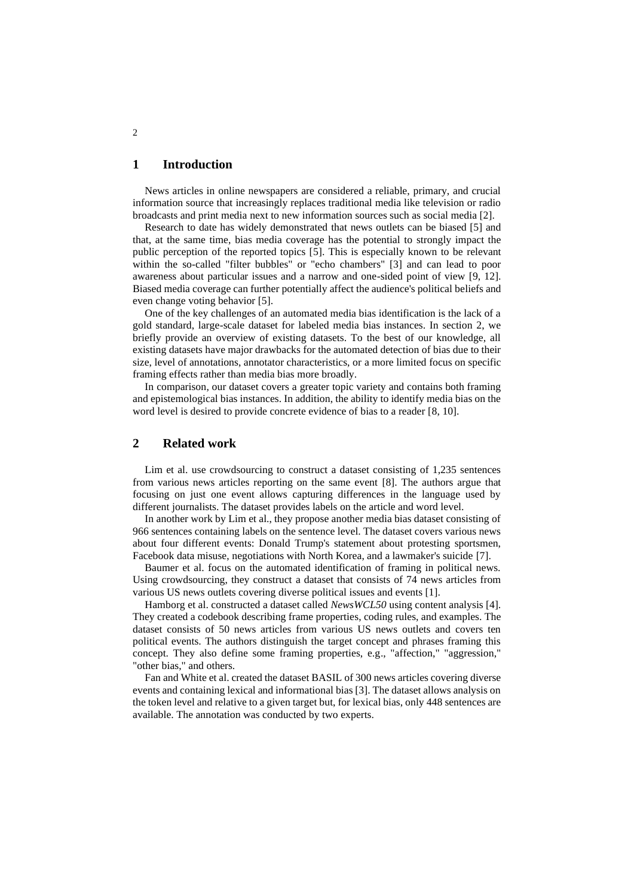## 1 Introduction

News articles in online newspapers are considered a reliable, primary, and crucial information source that increasingly replaces traditional media like television or radio broadcasts and print media next to new information sources such as social media [2].

Research to date has widely demonstrated that news outlets can be biased [5] and that, at the same time, bias media coverage has the potential to strongly impact the public perception of the reported topics [5]. This is especially known to be relevant within the so-called "filter bubbles" or "echo chambers" [3] and can lead to poor awareness about particular issues and a narrow and one-sided point of view [9, 12]. Biased media coverage can further potentially affect the audience's political beliefs and even change voting behavior [5].

One of the key challenges of an automated media bias identification is the lack of a gold standard, large-scale dataset for labeled media bias instances. In section 2, we briefly provide an overview of existing datasets. To the best of our knowledge, all existing datasets have major drawbacks for the automated detection of bias due to their size, level of annotations, annotator characteristics, or a more limited focus on specific framing effects rather than media bias more broadly.

In comparison, our dataset covers a greater topic variety and contains both framing and epistemological bias instances. In addition, the ability to identify media bias on the word level is desired to provide concrete evidence of bias to a reader [8, 10].

## 2 Related work

Lim et al. use crowdsourcing to construct a dataset consisting of 1,235 sentences from various news articles reporting on the same event [8]. The authors argue that focusing on just one event allows capturing differences in the language used by different journalists. The dataset provides labels on the article and word level.

In another work by Lim et al., they propose another media bias dataset consisting of 966 sentences containing labels on the sentence level. The dataset covers various news about four different events: Donald Trump's statement about protesting sportsmen, Facebook data misuse, negotiations with North Korea, and a lawmaker's suicide [7].

Baumer et al. focus on the automated identification of framing in political news. Using crowdsourcing, they construct a dataset that consists of 74 news articles from various US news outlets covering diverse political issues and events [1].

Hamborg et al. constructed a dataset called *NewsWCL50* using content analysis [4]. They created a codebook describing frame properties, coding rules, and examples. The dataset consists of 50 news articles from various US news outlets and covers ten political events. The authors distinguish the target concept and phrases framing this concept. They also define some framing properties, e.g., "affection," "aggression," "other bias," and others.

Fan and White et al. created the dataset BASIL of 300 news articles covering diverse events and containing lexical and informational bias [3]. The dataset allows analysis on the token level and relative to a given target but, for lexical bias, only 448 sentences are available. The annotation was conducted by two experts.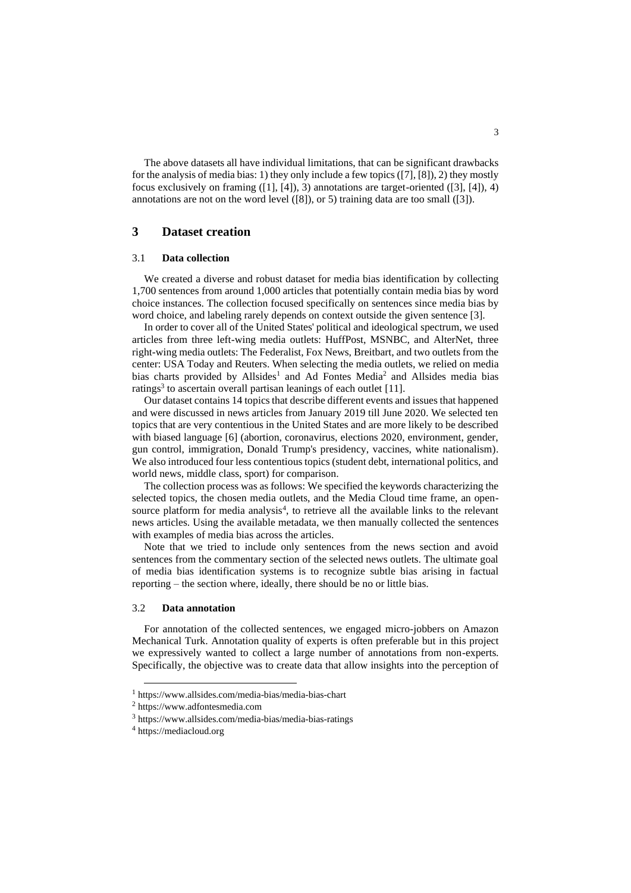The above datasets all have individual limitations, that can be significant drawbacks for the analysis of media bias: 1) they only include a few topics ([7], [8]), 2) they mostly focus exclusively on framing ([1], [4]), 3) annotations are target-oriented ([3], [4]), 4) annotations are not on the word level ([8]), or 5) training data are too small ([3]).

# 3 Dataset creation

## 3.1 Data collection

We created a diverse and robust dataset for media bias identification by collecting 1,700 sentences from around 1,000 articles that potentially contain media bias by word choice instances. The collection focused specifically on sentences since media bias by word choice, and labeling rarely depends on context outside the given sentence [3].

In order to cover all of the United States' political and ideological spectrum, we used articles from three left-wing media outlets: HuffPost, MSNBC, and AlterNet, three right-wing media outlets: The Federalist, Fox News, Breitbart, and two outlets from the center: USA Today and Reuters. When selecting the media outlets, we relied on media bias charts provided by Allsides[1] and Ad Fontes Media[2] and Allsides media bias ratings[3] to ascertain overall partisan leanings of each outlet [11].

Our dataset contains 14 topics that describe different events and issues that happened and were discussed in news articles from January 2019 till June 2020. We selected ten topics that are very contentious in the United States and are more likely to be described with biased language [6] (abortion, coronavirus, elections 2020, environment, gender, gun control, immigration, Donald Trump's presidency, vaccines, white nationalism). We also introduced four less contentious topics (student debt, international politics, and world news, middle class, sport) for comparison.

The collection process was as follows: We specified the keywords characterizing the selected topics, the chosen media outlets, and the Media Cloud time frame, an open-source platform for media analysis[4], to retrieve all the available links to the relevant news articles. Using the available metadata, we then manually collected the sentences with examples of media bias across the articles.

Note that we tried to include only sentences from the news section and avoid sentences from the commentary section of the selected news outlets. The ultimate goal of media bias identification systems is to recognize subtle bias arising in factual reporting – the section where, ideally, there should be no or little bias.

## 3.2 Data annotation

For annotation of the collected sentences, we engaged micro-jobbers on Amazon Mechanical Turk. Annotation quality of experts is often preferable but in this project we expressively wanted to collect a large number of annotations from non-experts. Specifically, the objective was to create data that allow insights into the perception of

[1] https://www.allsides.com/media-bias/media-bias-chart

[2] https://www.adfontesmedia.com

[3] https://www.allsides.com/media-bias/media-bias-ratings

[4] https://mediacloud.org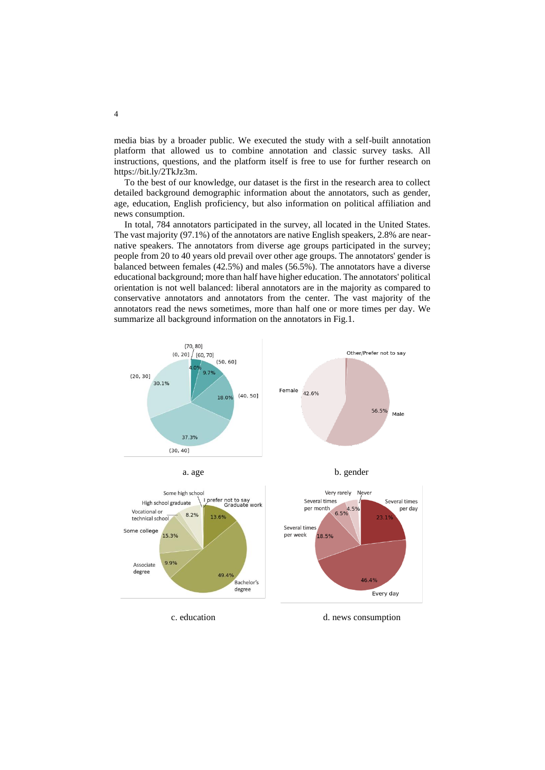media bias by a broader public. We executed the study with a self-built annotation platform that allowed us to combine annotation and classic survey tasks. All instructions, questions, and the platform itself is free to use for further research on https://bit.ly/2TkJz3m.

To the best of our knowledge, our dataset is the first in the research area to collect detailed background demographic information about the annotators, such as gender, age, education, English proficiency, but also information on political affiliation and news consumption.

In total, 784 annotators participated in the survey, all located in the United States. The vast majority (97.1%) of the annotators are native English speakers, 2.8% are near-native speakers. The annotators from diverse age groups participated in the survey; people from 20 to 40 years old prevail over other age groups. The annotators' gender is balanced between females (42.5%) and males (56.5%). The annotators have a diverse educational background; more than half have higher education. The annotators' political orientation is not well balanced: liberal annotators are in the majority as compared to conservative annotators and annotators from the center. The vast majority of the annotators read the news sometimes, more than half one or more times per day. We summarize all background information on the annotators in Fig.1.

a. age

b. gender

c. education

d. news consumption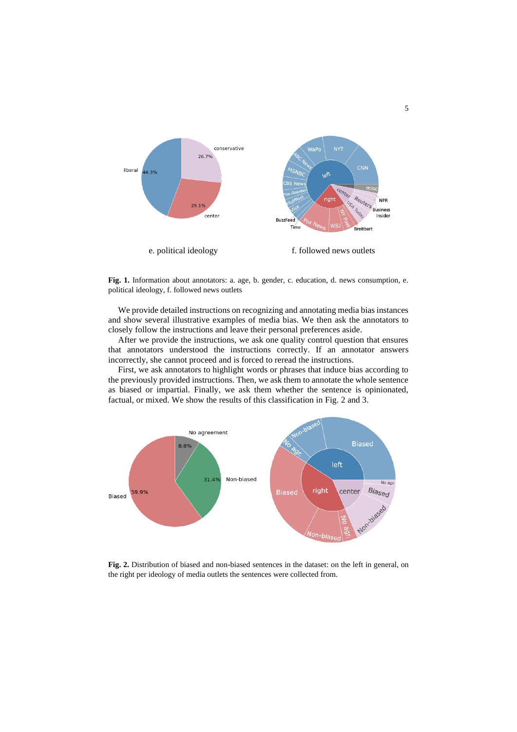e. political ideology

f. followed news outlets

**Fig. 1.** Information about annotators: a. age, b. gender, c. education, d. news consumption, e. political ideology, f. followed news outlets

We provide detailed instructions on recognizing and annotating media bias instances and show several illustrative examples of media bias. We then ask the annotators to closely follow the instructions and leave their personal preferences aside.

After we provide the instructions, we ask one quality control question that ensures that annotators understood the instructions correctly. If an annotator answers incorrectly, she cannot proceed and is forced to reread the instructions.

First, we ask annotators to highlight words or phrases that induce bias according to the previously provided instructions. Then, we ask them to annotate the whole sentence as biased or impartial. Finally, we ask them whether the sentence is opinionated, factual, or mixed. We show the results of this classification in Fig. 2 and 3.

**Fig. 2.** Distribution of biased and non-biased sentences in the dataset: on the left in general, on the right per ideology of media outlets the sentences were collected from.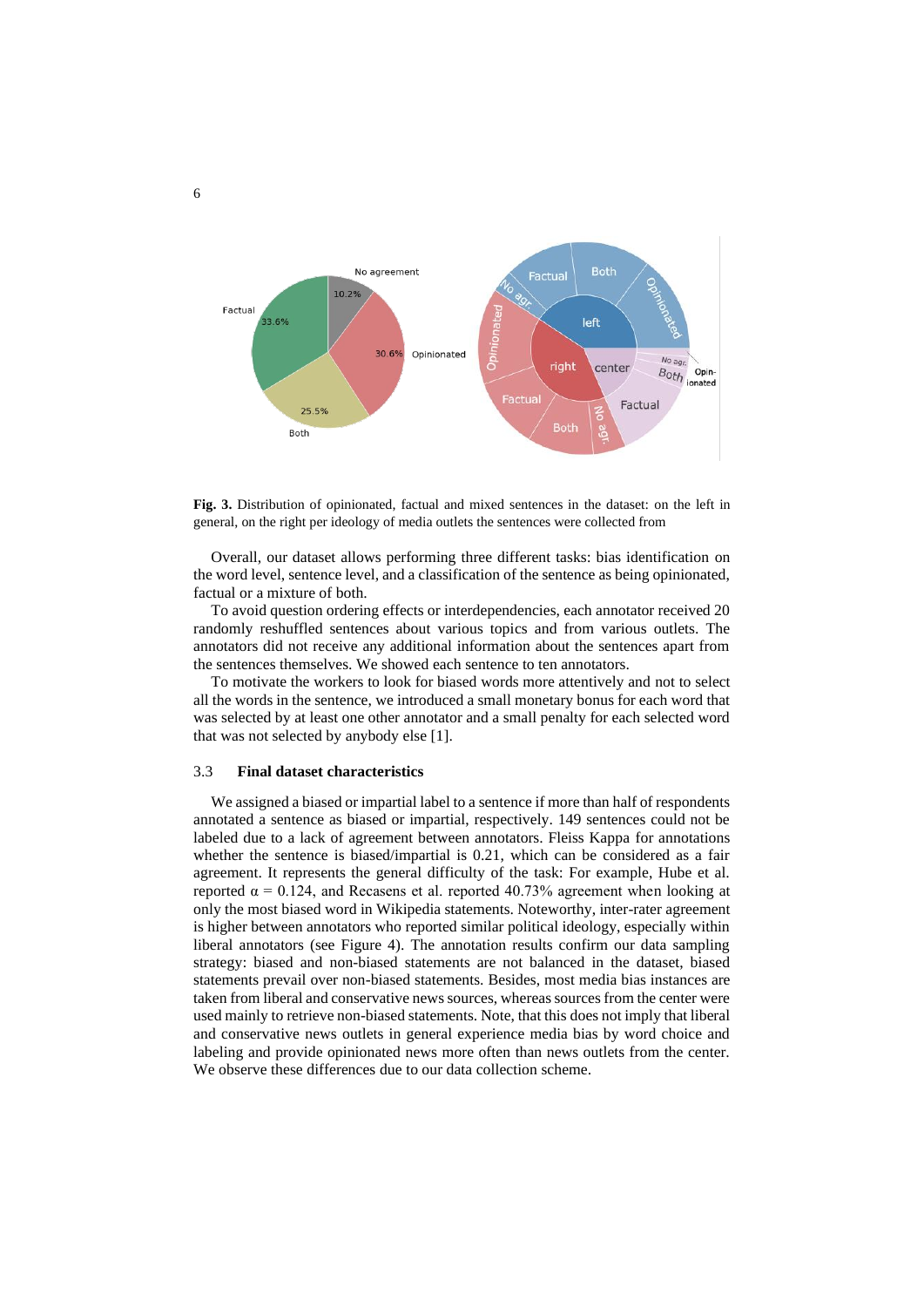Fig. 3. Distribution of opinionated, factual and mixed sentences in the dataset: on the left in general, on the right per ideology of media outlets the sentences were collected from

Overall, our dataset allows performing three different tasks: bias identification on the word level, sentence level, and a classification of the sentence as being opinionated, factual or a mixture of both.

To avoid question ordering effects or interdependencies, each annotator received 20 randomly reshuffled sentences about various topics and from various outlets. The annotators did not receive any additional information about the sentences apart from the sentences themselves. We showed each sentence to ten annotators.

To motivate the workers to look for biased words more attentively and not to select all the words in the sentence, we introduced a small monetary bonus for each word that was selected by at least one other annotator and a small penalty for each selected word that was not selected by anybody else [1].

### 3.3 Final dataset characteristics

We assigned a biased or impartial label to a sentence if more than half of respondents annotated a sentence as biased or impartial, respectively. 149 sentences could not be labeled due to a lack of agreement between annotators. Fleiss Kappa for annotations whether the sentence is biased/impartial is 0.21, which can be considered as a fair agreement. It represents the general difficulty of the task: For example, Hube et al. reported $\alpha = 0.124$, and Recasens et al. reported 40.73% agreement when looking at only the most biased word in Wikipedia statements. Noteworthy, inter-rater agreement is higher between annotators who reported similar political ideology, especially within liberal annotators (see Figure 4). The annotation results confirm our data sampling strategy: biased and non-biased statements are not balanced in the dataset, biased statements prevail over non-biased statements. Besides, most media bias instances are taken from liberal and conservative news sources, whereas sources from the center were used mainly to retrieve non-biased statements. Note, that this does not imply that liberal and conservative news outlets in general experience media bias by word choice and labeling and provide opinionated news more often than news outlets from the center. We observe these differences due to our data collection scheme.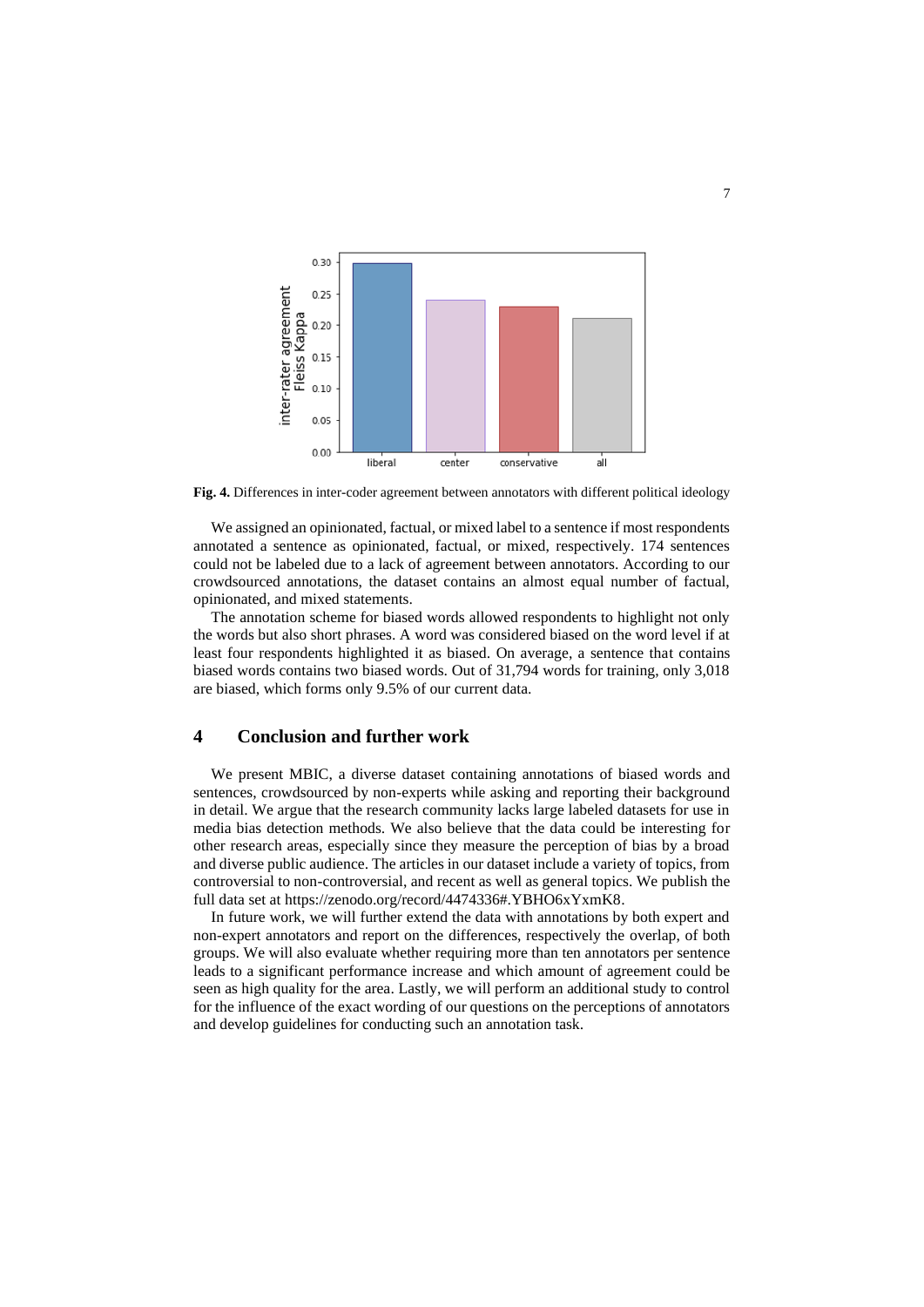**Fig. 4.** Differences in inter-coder agreement between annotators with different political ideology

We assigned an opinionated, factual, or mixed label to a sentence if most respondents annotated a sentence as opinionated, factual, or mixed, respectively. 174 sentences could not be labeled due to a lack of agreement between annotators. According to our crowdsourced annotations, the dataset contains an almost equal number of factual, opinionated, and mixed statements.

The annotation scheme for biased words allowed respondents to highlight not only the words but also short phrases. A word was considered biased on the word level if at least four respondents highlighted it as biased. On average, a sentence that contains biased words contains two biased words. Out of 31,794 words for training, only 3,018 are biased, which forms only 9.5% of our current data.

## 4 Conclusion and further work

We present MBIC, a diverse dataset containing annotations of biased words and sentences, crowdsourced by non-experts while asking and reporting their background in detail. We argue that the research community lacks large labeled datasets for use in media bias detection methods. We also believe that the data could be interesting for other research areas, especially since they measure the perception of bias by a broad and diverse public audience. The articles in our dataset include a variety of topics, from controversial to non-controversial, and recent as well as general topics. We publish the full data set at https://zenodo.org/record/4474336#.YBHO6xYxmK8.

In future work, we will further extend the data with annotations by both expert and non-expert annotators and report on the differences, respectively the overlap, of both groups. We will also evaluate whether requiring more than ten annotators per sentence leads to a significant performance increase and which amount of agreement could be seen as high quality for the area. Lastly, we will perform an additional study to control for the influence of the exact wording of our questions on the perceptions of annotators and develop guidelines for conducting such an annotation task.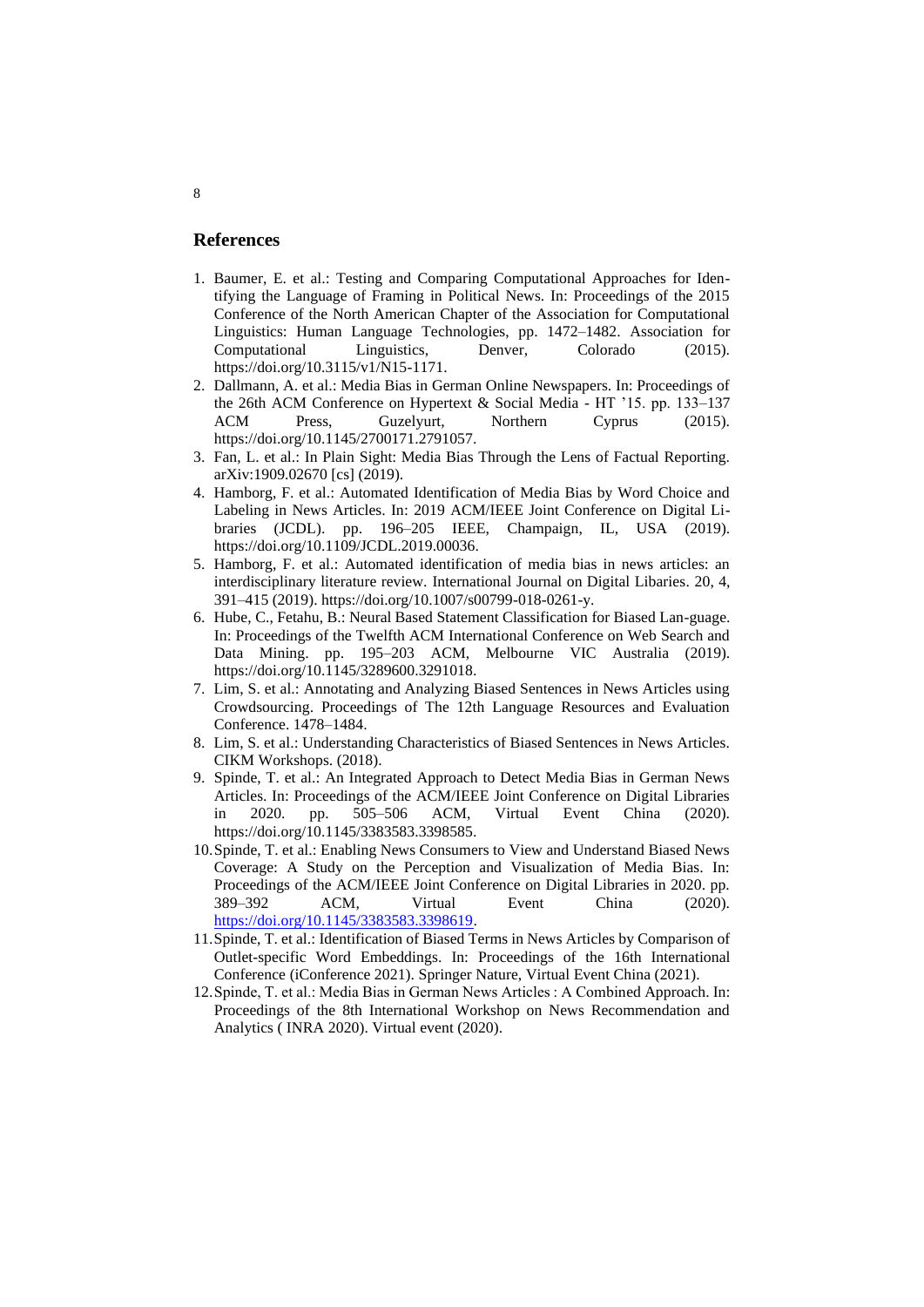## References

1. Baumer, E. et al.: Testing and Comparing Computational Approaches for Identifying the Language of Framing in Political News. In: Proceedings of the 2015 Conference of the North American Chapter of the Association for Computational Linguistics: Human Language Technologies, pp. 1472–1482. Association for Computational Linguistics, Denver, Colorado (2015). https://doi.org/10.3115/v1/N15-1171.
2. Dallmann, A. et al.: Media Bias in German Online Newspapers. In: Proceedings of the 26th ACM Conference on Hypertext & Social Media - HT '15. pp. 133–137 ACM Press, Guzelyurt, Northern Cyprus (2015). https://doi.org/10.1145/2700171.2791057.
3. Fan, L. et al.: In Plain Sight: Media Bias Through the Lens of Factual Reporting. arXiv:1909.02670 [cs] (2019).
4. Hamborg, F. et al.: Automated Identification of Media Bias by Word Choice and Labeling in News Articles. In: 2019 ACM/IEEE Joint Conference on Digital Libraries (JCDL). pp. 196–205 IEEE, Champaign, IL, USA (2019). https://doi.org/10.1109/JCDL.2019.00036.
5. Hamborg, F. et al.: Automated identification of media bias in news articles: an interdisciplinary literature review. International Journal on Digital Libaries. 20, 4, 391–415 (2019). https://doi.org/10.1007/s00799-018-0261-y.
6. Hube, C., Fetahu, B.: Neural Based Statement Classification for Biased Lan-guage. In: Proceedings of the Twelfth ACM International Conference on Web Search and Data Mining. pp. 195–203 ACM, Melbourne VIC Australia (2019). https://doi.org/10.1145/3289600.3291018.
7. Lim, S. et al.: Annotating and Analyzing Biased Sentences in News Articles using Crowdsourcing. Proceedings of The 12th Language Resources and Evaluation Conference. 1478–1484.
8. Lim, S. et al.: Understanding Characteristics of Biased Sentences in News Articles. CIKM Workshops. (2018).
9. Spinde, T. et al.: An Integrated Approach to Detect Media Bias in German News Articles. In: Proceedings of the ACM/IEEE Joint Conference on Digital Libraries in 2020. pp. 505–506 ACM, Virtual Event China (2020). https://doi.org/10.1145/3383583.3398585.
10. Spinde, T. et al.: Enabling News Consumers to View and Understand Biased News Coverage: A Study on the Perception and Visualization of Media Bias. In: Proceedings of the ACM/IEEE Joint Conference on Digital Libraries in 2020. pp. 389–392 ACM, Virtual Event China (2020). https://doi.org/10.1145/3383583.3398619.
11. Spinde, T. et al.: Identification of Biased Terms in News Articles by Comparison of Outlet-specific Word Embeddings. In: Proceedings of the 16th International Conference (iConference 2021). Springer Nature, Virtual Event China (2021).
12. Spinde, T. et al.: Media Bias in German News Articles : A Combined Approach. In: Proceedings of the 8th International Workshop on News Recommendation and Analytics ( INRA 2020). Virtual event (2020).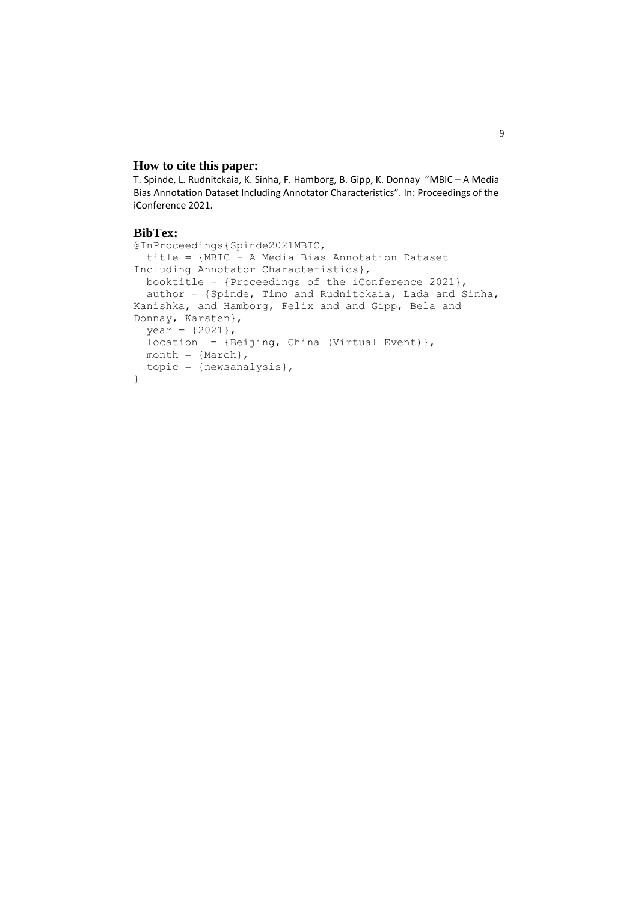## How to cite this paper:

T. Spinde, L. Rudnitckaia, K. Sinha, F. Hamborg, B. Gipp, K. Donnay "MBIC – A Media Bias Annotation Dataset Including Annotator Characteristics". In: Proceedings of the iConference 2021.

## BibTex:

```
@InProceedings{Spinde2021MBIC,
  title = {MBIC – A Media Bias Annotation Dataset
Including Annotator Characteristics},
  booktitle = {Proceedings of the iConference 2021},
  author = {Spinde, Timo and Rudnitckaia, Lada and Sinha,
Kanishka, and Hamborg, Felix and and Gipp, Bela and
Donnay, Karsten},
  year = {2021},
  location  = {Beijing, China (Virtual Event)},
  month = {March},
  topic = {newsanalysis},
}
```